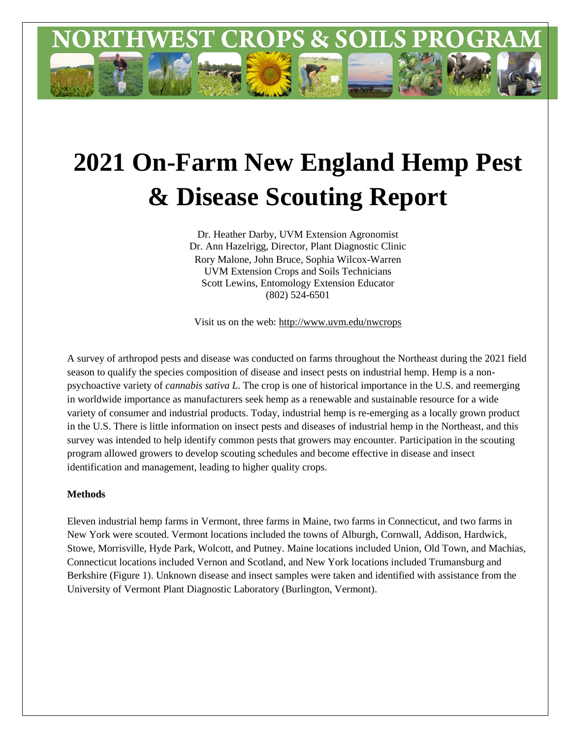NORTHWEST CROPS & SOILS PROGRAM

# 2021 On-Farm New England Hemp Pest & Disease Scouting Report

Dr. Heather Darby, UVM Extension Agronomist
Dr. Ann Hazelrigg, Director, Plant Diagnostic Clinic
Rory Malone, John Bruce, Sophia Wilcox-Warren
UVM Extension Crops and Soils Technicians
Scott Lewins, Entomology Extension Educator
(802) 524-6501

Visit us on the web: http://www.uvm.edu/nwcrops

A survey of arthropod pests and disease was conducted on farms throughout the Northeast during the 2021 field season to qualify the species composition of disease and insect pests on industrial hemp. Hemp is a non-psychoactive variety of *cannabis sativa L*. The crop is one of historical importance in the U.S. and reemerging in worldwide importance as manufacturers seek hemp as a renewable and sustainable resource for a wide variety of consumer and industrial products. Today, industrial hemp is re-emerging as a locally grown product in the U.S. There is little information on insect pests and diseases of industrial hemp in the Northeast, and this survey was intended to help identify common pests that growers may encounter. Participation in the scouting program allowed growers to develop scouting schedules and become effective in disease and insect identification and management, leading to higher quality crops.

**Methods**

Eleven industrial hemp farms in Vermont, three farms in Maine, two farms in Connecticut, and two farms in New York were scouted. Vermont locations included the towns of Alburgh, Cornwall, Addison, Hardwick, Stowe, Morrisville, Hyde Park, Wolcott, and Putney. Maine locations included Union, Old Town, and Machias, Connecticut locations included Vernon and Scotland, and New York locations included Trumansburg and Berkshire (Figure 1). Unknown disease and insect samples were taken and identified with assistance from the University of Vermont Plant Diagnostic Laboratory (Burlington, Vermont).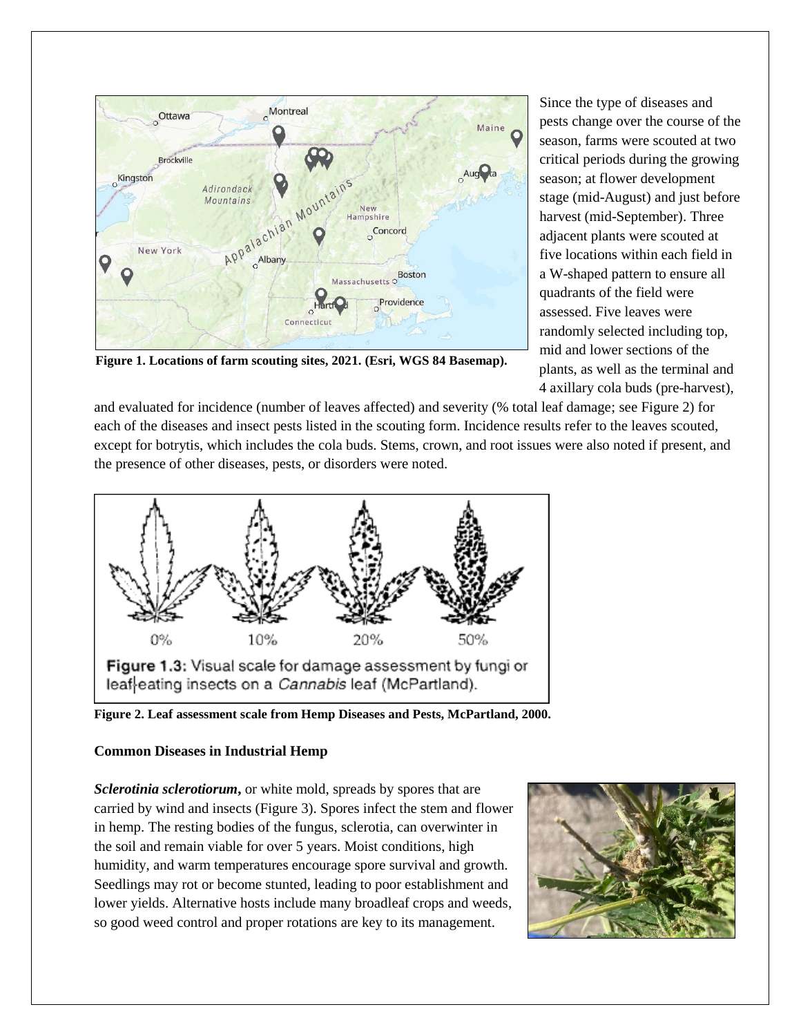Figure 1. Locations of farm scouting sites, 2021. (Esri, WGS 84 Basemap).

Since the type of diseases and pests change over the course of the season, farms were scouted at two critical periods during the growing season; at flower development stage (mid-August) and just before harvest (mid-September). Three adjacent plants were scouted at five locations within each field in a W-shaped pattern to ensure all quadrants of the field were assessed. Five leaves were randomly selected including top, mid and lower sections of the plants, as well as the terminal and 4 axillary cola buds (pre-harvest), and evaluated for incidence (number of leaves affected) and severity (% total leaf damage; see Figure 2) for each of the diseases and insect pests listed in the scouting form. Incidence results refer to the leaves scouted, except for botrytis, which includes the cola buds. Stems, crown, and root issues were also noted if present, and the presence of other diseases, pests, or disorders were noted.

Figure 2. Leaf assessment scale from Hemp Diseases and Pests, McPartland, 2000.

**Common Diseases in Industrial Hemp**

***Sclerotinia sclerotiorum*,** or white mold, spreads by spores that are carried by wind and insects (Figure 3). Spores infect the stem and flower in hemp. The resting bodies of the fungus, sclerotia, can overwinter in the soil and remain viable for over 5 years. Moist conditions, high humidity, and warm temperatures encourage spore survival and growth. Seedlings may rot or become stunted, leading to poor establishment and lower yields. Alternative hosts include many broadleaf crops and weeds, so good weed control and proper rotations are key to its management.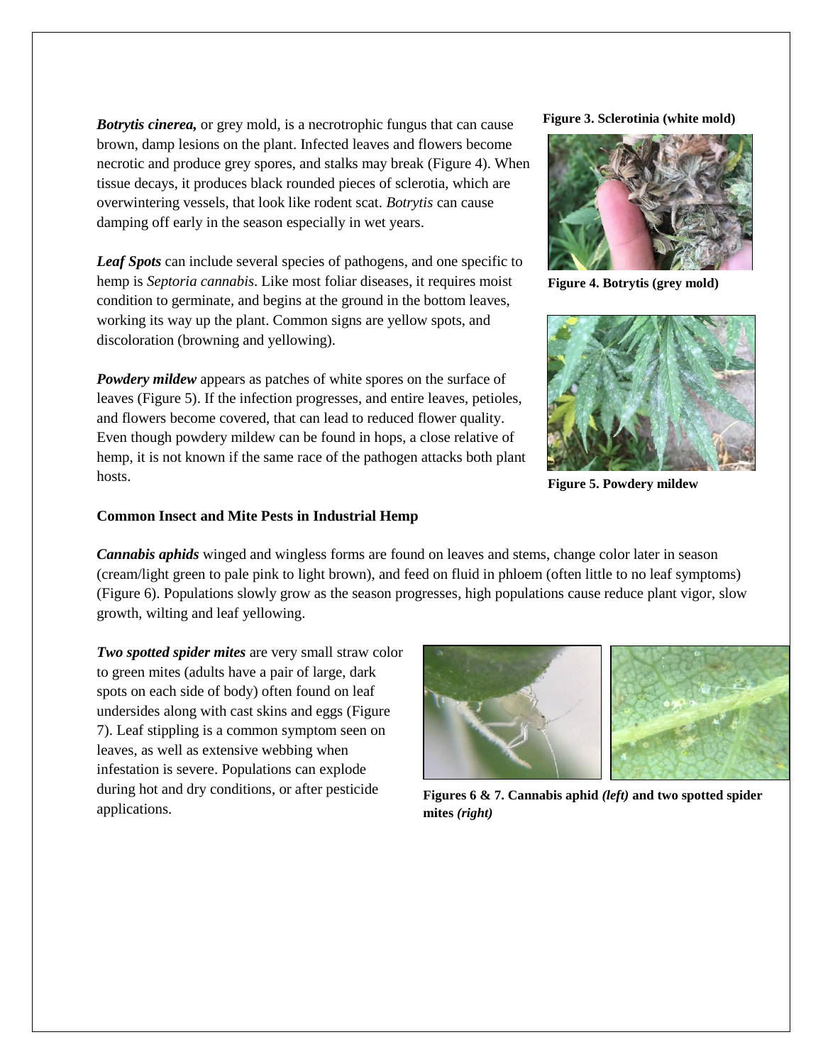***Botrytis cinerea,*** or grey mold, is a necrotrophic fungus that can cause brown, damp lesions on the plant. Infected leaves and flowers become necrotic and produce grey spores, and stalks may break (Figure 4). When tissue decays, it produces black rounded pieces of sclerotia, which are overwintering vessels, that look like rodent scat. *Botrytis* can cause damping off early in the season especially in wet years.

**Figure 3. Sclerotinia (white mold)**

**Figure 4. Botrytis (grey mold)**

***Leaf Spots*** can include several species of pathogens, and one specific to hemp is *Septoria cannabis*. Like most foliar diseases, it requires moist condition to germinate, and begins at the ground in the bottom leaves, working its way up the plant. Common signs are yellow spots, and discoloration (browning and yellowing).

***Powdery mildew*** appears as patches of white spores on the surface of leaves (Figure 5). If the infection progresses, and entire leaves, petioles, and flowers become covered, that can lead to reduced flower quality. Even though powdery mildew can be found in hops, a close relative of hemp, it is not known if the same race of the pathogen attacks both plant hosts.

**Figure 5. Powdery mildew**

**Common Insect and Mite Pests in Industrial Hemp**

***Cannabis aphids*** winged and wingless forms are found on leaves and stems, change color later in season (cream/light green to pale pink to light brown), and feed on fluid in phloem (often little to no leaf symptoms) (Figure 6). Populations slowly grow as the season progresses, high populations cause reduce plant vigor, slow growth, wilting and leaf yellowing.

***Two spotted spider mites*** are very small straw color to green mites (adults have a pair of large, dark spots on each side of body) often found on leaf undersides along with cast skins and eggs (Figure 7). Leaf stippling is a common symptom seen on leaves, as well as extensive webbing when infestation is severe. Populations can explode during hot and dry conditions, or after pesticide applications.

**Figures 6 & 7. Cannabis aphid *(left)* and two spotted spider mites *(right)***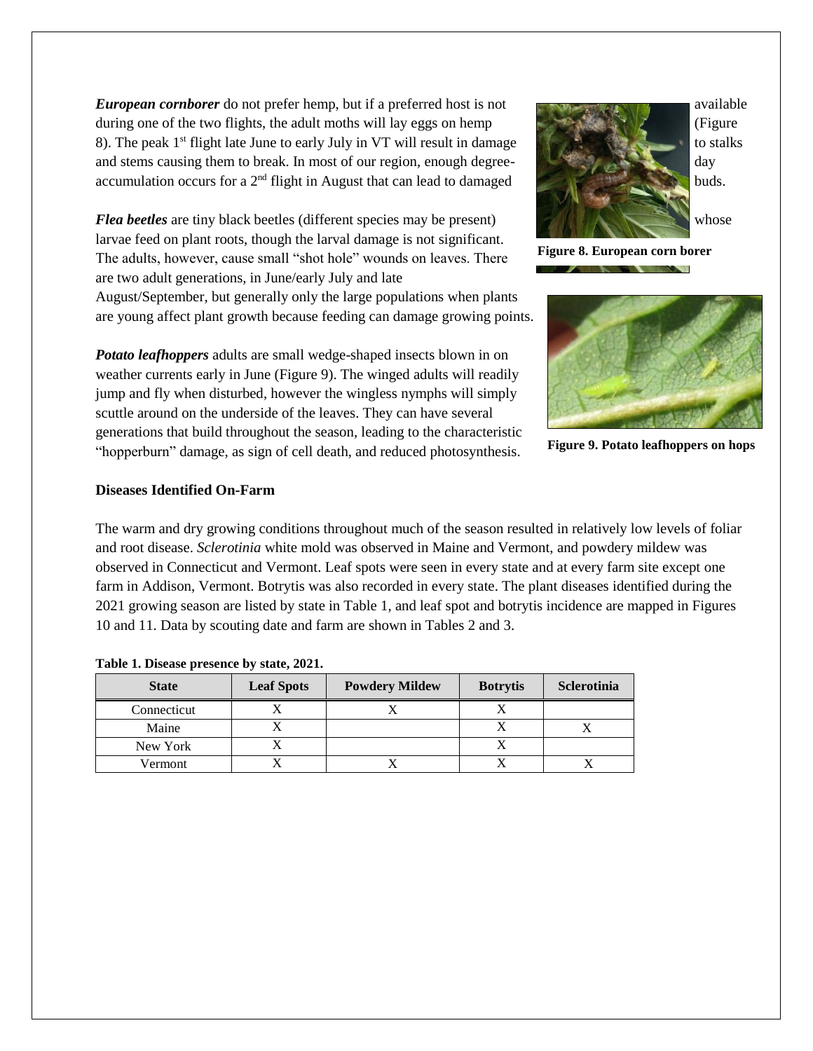*European cornborer* do not prefer hemp, but if a preferred host is not available during one of the two flights, the adult moths will lay eggs on hemp (Figure 8). The peak 1st flight late June to early July in VT will result in damage to stalks and stems causing them to break. In most of our region, enough degree-day accumulation occurs for a 2nd flight in August that can lead to damaged buds.

**Figure 8. European corn borer**

*Flea beetles* are tiny black beetles (different species may be present) whose larvae feed on plant roots, though the larval damage is not significant. The adults, however, cause small "shot hole" wounds on leaves. There are two adult generations, in June/early July and late August/September, but generally only the large populations when plants are young affect plant growth because feeding can damage growing points.

*Potato leafhoppers* adults are small wedge-shaped insects blown in on weather currents early in June (Figure 9). The winged adults will readily jump and fly when disturbed, however the wingless nymphs will simply scuttle around on the underside of the leaves. They can have several generations that build throughout the season, leading to the characteristic "hopperburn" damage, as sign of cell death, and reduced photosynthesis.

**Figure 9. Potato leafhoppers on hops**

**Diseases Identified On-Farm**

The warm and dry growing conditions throughout much of the season resulted in relatively low levels of foliar and root disease. *Sclerotinia* white mold was observed in Maine and Vermont, and powdery mildew was observed in Connecticut and Vermont. Leaf spots were seen in every state and at every farm site except one farm in Addison, Vermont. Botrytis was also recorded in every state. The plant diseases identified during the 2021 growing season are listed by state in Table 1, and leaf spot and botrytis incidence are mapped in Figures 10 and 11. Data by scouting date and farm are shown in Tables 2 and 3.

**Table 1. Disease presence by state, 2021.**

| State | Leaf Spots | Powdery Mildew | Botrytis | Sclerotinia |
|---|---|---|---|---|
| Connecticut | X | X | X | |
| Maine | X | | X | X |
| New York | X | | X | |
| Vermont | X | X | X | X |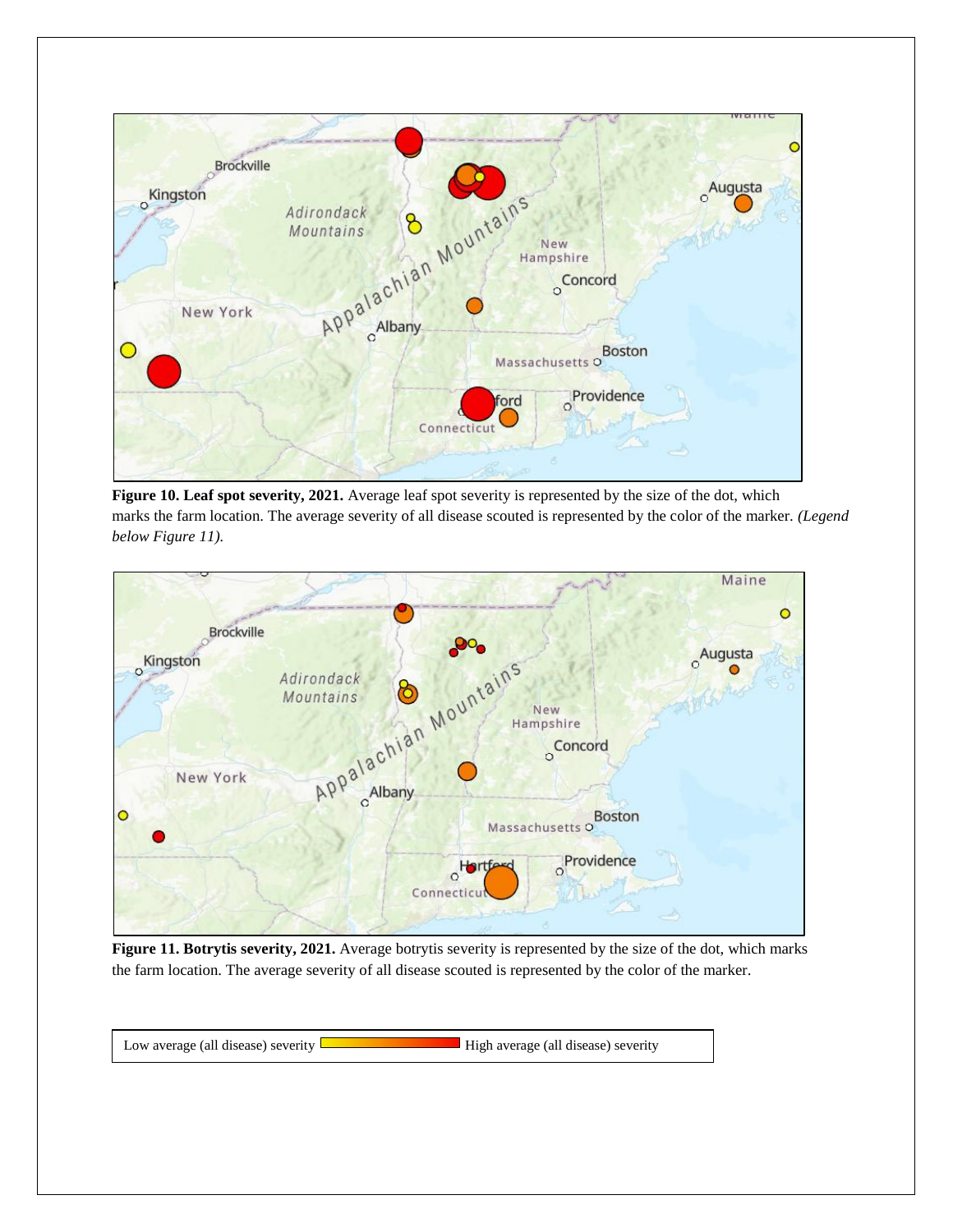**Figure 10. Leaf spot severity, 2021.** Average leaf spot severity is represented by the size of the dot, which marks the farm location. The average severity of all disease scouted is represented by the color of the marker. *(Legend below Figure 11).*

**Figure 11. Botrytis severity, 2021.** Average botrytis severity is represented by the size of the dot, which marks the farm location. The average severity of all disease scouted is represented by the color of the marker.

Low average (all disease) severity — High average (all disease) severity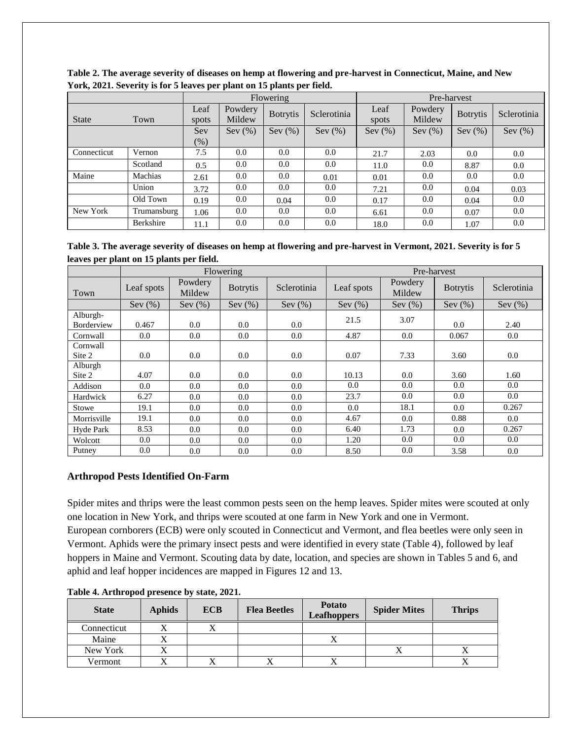**Table 2. The average severity of diseases on hemp at flowering and pre-harvest in Connecticut, Maine, and New York, 2021. Severity is for 5 leaves per plant on 15 plants per field.**

| | | Flowering | | | | Pre-harvest | | | |
|---|---|---|---|---|---|---|---|---|---|
| State | Town | Leaf spots | Powdery Mildew | Botrytis | Sclerotinia | Leaf spots | Powdery Mildew | Botrytis | Sclerotinia |
| | | Sev (%) | Sev (%) | Sev (%) | Sev (%) | Sev (%) | Sev (%) | Sev (%) | Sev (%) |
| Connecticut | Vernon | 7.5 | 0.0 | 0.0 | 0.0 | 21.7 | 2.03 | 0.0 | 0.0 |
| | Scotland | 0.5 | 0.0 | 0.0 | 0.0 | 11.0 | 0.0 | 8.87 | 0.0 |
| Maine | Machias | 2.61 | 0.0 | 0.0 | 0.01 | 0.01 | 0.0 | 0.0 | 0.0 |
| | Union | 3.72 | 0.0 | 0.0 | 0.0 | 7.21 | 0.0 | 0.04 | 0.03 |
| | Old Town | 0.19 | 0.0 | 0.04 | 0.0 | 0.17 | 0.0 | 0.04 | 0.0 |
| New York | Trumansburg | 1.06 | 0.0 | 0.0 | 0.0 | 6.61 | 0.0 | 0.07 | 0.0 |
| | Berkshire | 11.1 | 0.0 | 0.0 | 0.0 | 18.0 | 0.0 | 1.07 | 0.0 |

**Table 3. The average severity of diseases on hemp at flowering and pre-harvest in Vermont, 2021. Severity is for 5 leaves per plant on 15 plants per field.**

| | Flowering | | | | Pre-harvest | | | |
|---|---|---|---|---|---|---|---|---|
| Town | Leaf spots | Powdery Mildew | Botrytis | Sclerotinia | Leaf spots | Powdery Mildew | Botrytis | Sclerotinia |
| | Sev (%) | Sev (%) | Sev (%) | Sev (%) | Sev (%) | Sev (%) | Sev (%) | Sev (%) |
| Alburgh-Borderview | 0.467 | 0.0 | 0.0 | 0.0 | 21.5 | 3.07 | 0.0 | 2.40 |
| Cornwall | 0.0 | 0.0 | 0.0 | 0.0 | 4.87 | 0.0 | 0.067 | 0.0 |
| Cornwall Site 2 | 0.0 | 0.0 | 0.0 | 0.0 | 0.07 | 7.33 | 3.60 | 0.0 |
| Alburgh Site 2 | 4.07 | 0.0 | 0.0 | 0.0 | 10.13 | 0.0 | 3.60 | 1.60 |
| Addison | 0.0 | 0.0 | 0.0 | 0.0 | 0.0 | 0.0 | 0.0 | 0.0 |
| Hardwick | 6.27 | 0.0 | 0.0 | 0.0 | 23.7 | 0.0 | 0.0 | 0.0 |
| Stowe | 19.1 | 0.0 | 0.0 | 0.0 | 0.0 | 18.1 | 0.0 | 0.267 |
| Morrisville | 19.1 | 0.0 | 0.0 | 0.0 | 4.67 | 0.0 | 0.88 | 0.0 |
| Hyde Park | 8.53 | 0.0 | 0.0 | 0.0 | 6.40 | 1.73 | 0.0 | 0.267 |
| Wolcott | 0.0 | 0.0 | 0.0 | 0.0 | 1.20 | 0.0 | 0.0 | 0.0 |
| Putney | 0.0 | 0.0 | 0.0 | 0.0 | 8.50 | 0.0 | 3.58 | 0.0 |

## Arthropod Pests Identified On-Farm

Spider mites and thrips were the least common pests seen on the hemp leaves. Spider mites were scouted at only one location in New York, and thrips were scouted at one farm in New York and one in Vermont. European cornborers (ECB) were only scouted in Connecticut and Vermont, and flea beetles were only seen in Vermont. Aphids were the primary insect pests and were identified in every state (Table 4), followed by leaf hoppers in Maine and Vermont. Scouting data by date, location, and species are shown in Tables 5 and 6, and aphid and leaf hopper incidences are mapped in Figures 12 and 13.

**Table 4. Arthropod presence by state, 2021.**

| State | Aphids | ECB | Flea Beetles | Potato Leafhoppers | Spider Mites | Thrips |
|---|---|---|---|---|---|---|
| Connecticut | X | X | | | | |
| Maine | X | | | X | | |
| New York | X | | | | X | X |
| Vermont | X | X | X | X | | X |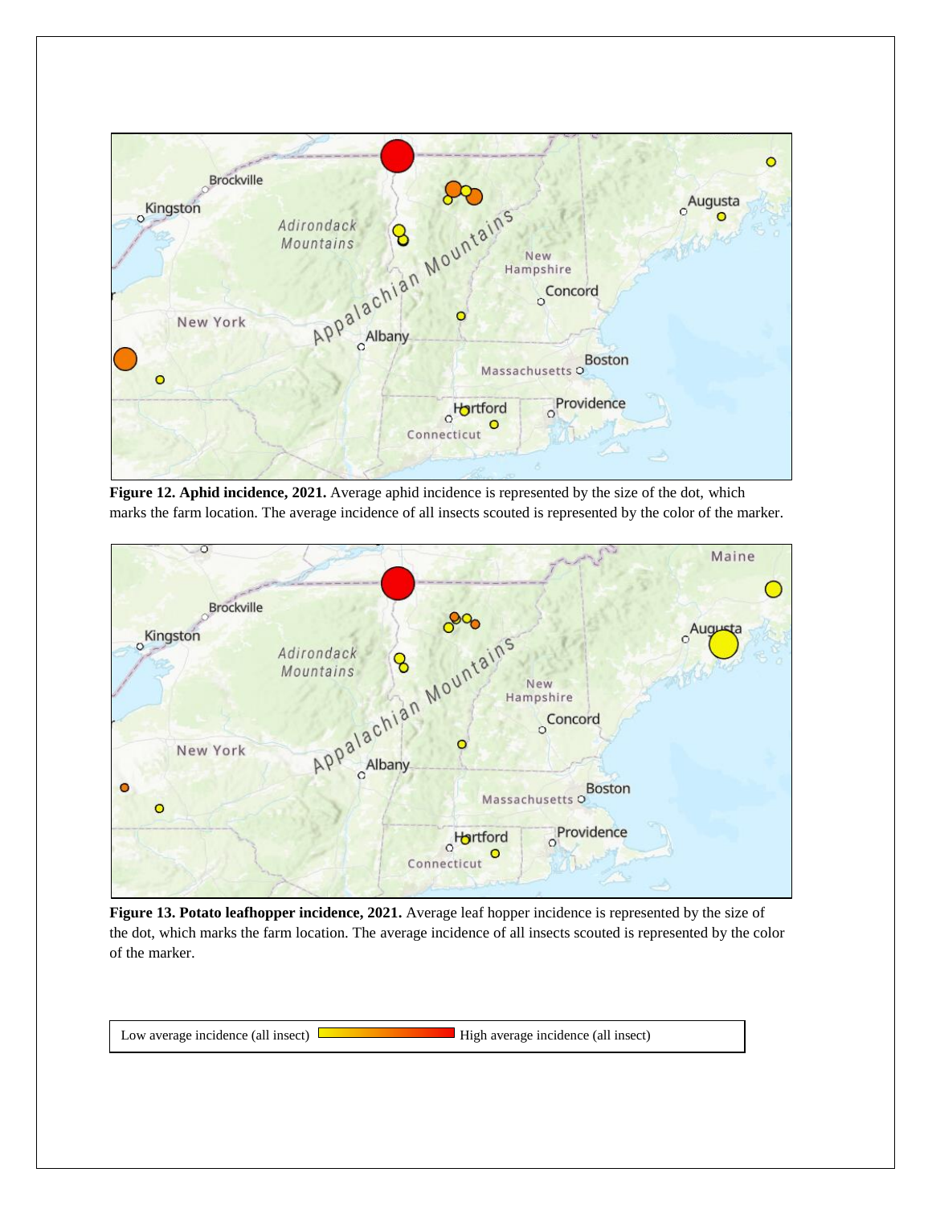**Figure 12. Aphid incidence, 2021.** Average aphid incidence is represented by the size of the dot, which marks the farm location. The average incidence of all insects scouted is represented by the color of the marker.

**Figure 13. Potato leafhopper incidence, 2021.** Average leaf hopper incidence is represented by the size of the dot, which marks the farm location. The average incidence of all insects scouted is represented by the color of the marker.

Low average incidence (all insect) — High average incidence (all insect)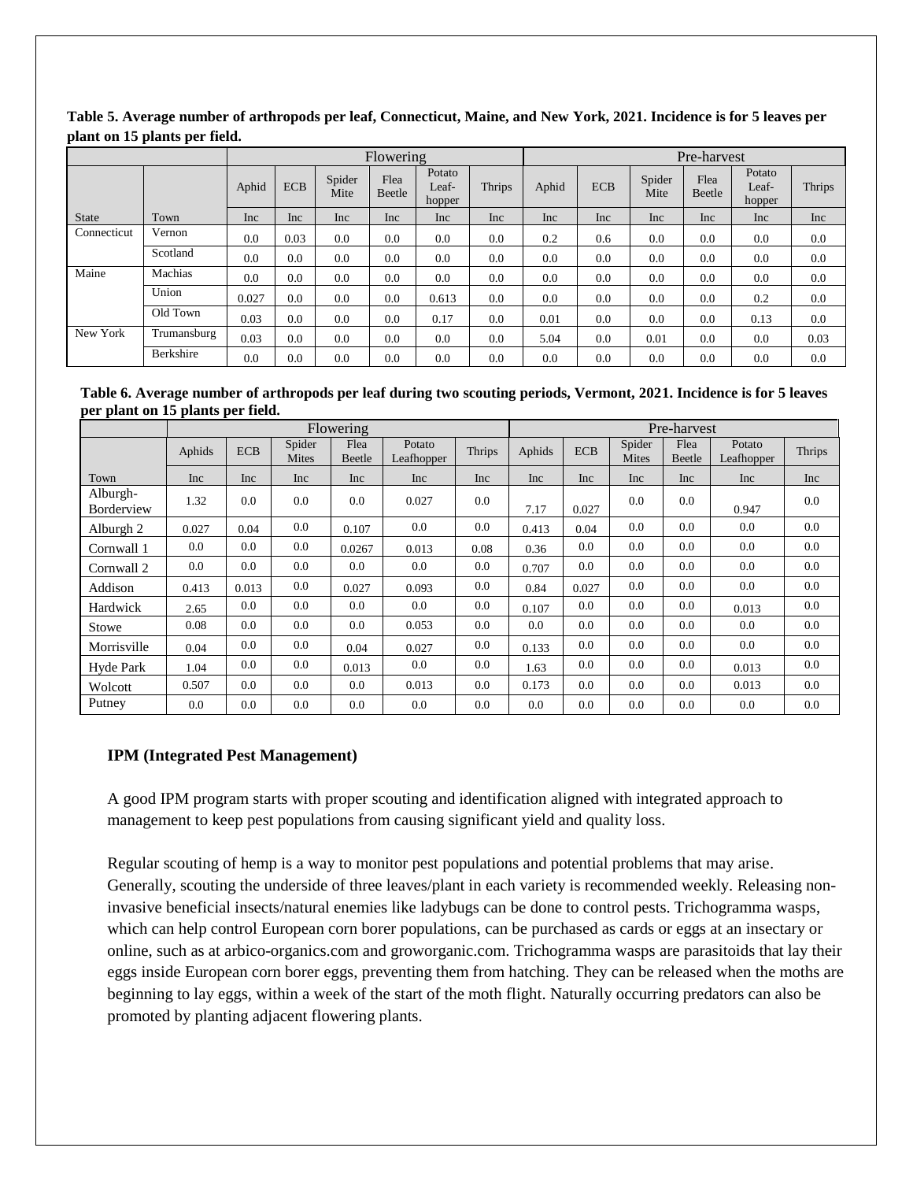**Table 5. Average number of arthropods per leaf, Connecticut, Maine, and New York, 2021. Incidence is for 5 leaves per plant on 15 plants per field.**

| | | Flowering | | | | | | Pre-harvest | | | | | |
|---|---|---|---|---|---|---|---|---|---|---|---|---|---|
| | | Aphid | ECB | Spider Mite | Flea Beetle | Potato Leaf-hopper | Thrips | Aphid | ECB | Spider Mite | Flea Beetle | Potato Leaf-hopper | Thrips |
| State | Town | Inc | Inc | Inc | Inc | Inc | Inc | Inc | Inc | Inc | Inc | Inc | Inc |
| Connecticut | Vernon | 0.0 | 0.03 | 0.0 | 0.0 | 0.0 | 0.0 | 0.2 | 0.6 | 0.0 | 0.0 | 0.0 | 0.0 |
| | Scotland | 0.0 | 0.0 | 0.0 | 0.0 | 0.0 | 0.0 | 0.0 | 0.0 | 0.0 | 0.0 | 0.0 | 0.0 |
| Maine | Machias | 0.0 | 0.0 | 0.0 | 0.0 | 0.0 | 0.0 | 0.0 | 0.0 | 0.0 | 0.0 | 0.0 | 0.0 |
| | Union | 0.027 | 0.0 | 0.0 | 0.0 | 0.613 | 0.0 | 0.0 | 0.0 | 0.0 | 0.0 | 0.2 | 0.0 |
| | Old Town | 0.03 | 0.0 | 0.0 | 0.0 | 0.17 | 0.0 | 0.01 | 0.0 | 0.0 | 0.0 | 0.13 | 0.0 |
| New York | Trumansburg | 0.03 | 0.0 | 0.0 | 0.0 | 0.0 | 0.0 | 5.04 | 0.0 | 0.01 | 0.0 | 0.0 | 0.03 |
| | Berkshire | 0.0 | 0.0 | 0.0 | 0.0 | 0.0 | 0.0 | 0.0 | 0.0 | 0.0 | 0.0 | 0.0 | 0.0 |

**Table 6. Average number of arthropods per leaf during two scouting periods, Vermont, 2021. Incidence is for 5 leaves per plant on 15 plants per field.**

| | Flowering | | | | | | Pre-harvest | | | | | |
|---|---|---|---|---|---|---|---|---|---|---|---|---|
| | Aphids | ECB | Spider Mites | Flea Beetle | Potato Leafhopper | Thrips | Aphids | ECB | Spider Mites | Flea Beetle | Potato Leafhopper | Thrips |
| Town | Inc | Inc | Inc | Inc | Inc | Inc | Inc | Inc | Inc | Inc | Inc | Inc |
| Alburgh-Borderview | 1.32 | 0.0 | 0.0 | 0.0 | 0.027 | 0.0 | 7.17 | 0.027 | 0.0 | 0.0 | 0.947 | 0.0 |
| Alburgh 2 | 0.027 | 0.04 | 0.0 | 0.107 | 0.0 | 0.0 | 0.413 | 0.04 | 0.0 | 0.0 | 0.0 | 0.0 |
| Cornwall 1 | 0.0 | 0.0 | 0.0 | 0.0267 | 0.013 | 0.08 | 0.36 | 0.0 | 0.0 | 0.0 | 0.0 | 0.0 |
| Cornwall 2 | 0.0 | 0.0 | 0.0 | 0.0 | 0.0 | 0.0 | 0.707 | 0.0 | 0.0 | 0.0 | 0.0 | 0.0 |
| Addison | 0.413 | 0.013 | 0.0 | 0.027 | 0.093 | 0.0 | 0.84 | 0.027 | 0.0 | 0.0 | 0.0 | 0.0 |
| Hardwick | 2.65 | 0.0 | 0.0 | 0.0 | 0.0 | 0.0 | 0.107 | 0.0 | 0.0 | 0.0 | 0.013 | 0.0 |
| Stowe | 0.08 | 0.0 | 0.0 | 0.0 | 0.053 | 0.0 | 0.0 | 0.0 | 0.0 | 0.0 | 0.0 | 0.0 |
| Morrisville | 0.04 | 0.0 | 0.0 | 0.04 | 0.027 | 0.0 | 0.133 | 0.0 | 0.0 | 0.0 | 0.0 | 0.0 |
| Hyde Park | 1.04 | 0.0 | 0.0 | 0.013 | 0.0 | 0.0 | 1.63 | 0.0 | 0.0 | 0.0 | 0.013 | 0.0 |
| Wolcott | 0.507 | 0.0 | 0.0 | 0.0 | 0.013 | 0.0 | 0.173 | 0.0 | 0.0 | 0.0 | 0.013 | 0.0 |
| Putney | 0.0 | 0.0 | 0.0 | 0.0 | 0.0 | 0.0 | 0.0 | 0.0 | 0.0 | 0.0 | 0.0 | 0.0 |

## IPM (Integrated Pest Management)

A good IPM program starts with proper scouting and identification aligned with integrated approach to management to keep pest populations from causing significant yield and quality loss.

Regular scouting of hemp is a way to monitor pest populations and potential problems that may arise. Generally, scouting the underside of three leaves/plant in each variety is recommended weekly. Releasing non-invasive beneficial insects/natural enemies like ladybugs can be done to control pests. Trichogramma wasps, which can help control European corn borer populations, can be purchased as cards or eggs at an insectary or online, such as at arbico-organics.com and groworganic.com. Trichogramma wasps are parasitoids that lay their eggs inside European corn borer eggs, preventing them from hatching. They can be released when the moths are beginning to lay eggs, within a week of the start of the moth flight. Naturally occurring predators can also be promoted by planting adjacent flowering plants.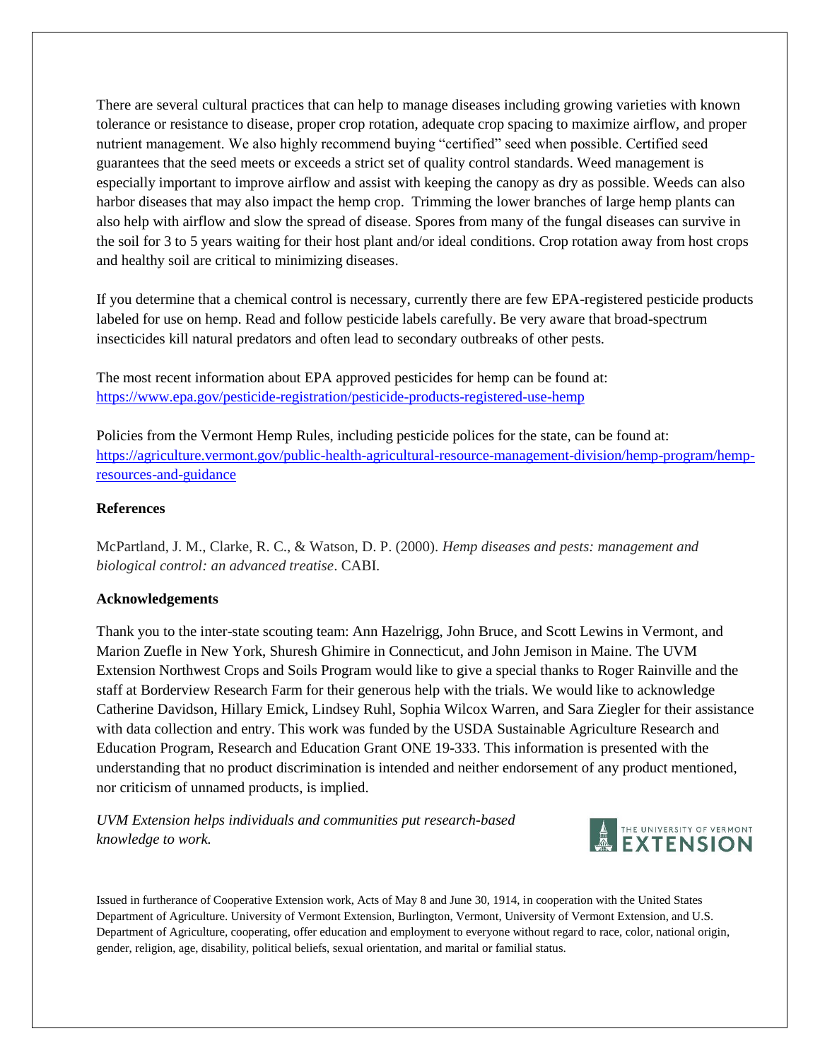There are several cultural practices that can help to manage diseases including growing varieties with known tolerance or resistance to disease, proper crop rotation, adequate crop spacing to maximize airflow, and proper nutrient management. We also highly recommend buying "certified" seed when possible. Certified seed guarantees that the seed meets or exceeds a strict set of quality control standards. Weed management is especially important to improve airflow and assist with keeping the canopy as dry as possible. Weeds can also harbor diseases that may also impact the hemp crop. Trimming the lower branches of large hemp plants can also help with airflow and slow the spread of disease. Spores from many of the fungal diseases can survive in the soil for 3 to 5 years waiting for their host plant and/or ideal conditions. Crop rotation away from host crops and healthy soil are critical to minimizing diseases.

If you determine that a chemical control is necessary, currently there are few EPA-registered pesticide products labeled for use on hemp. Read and follow pesticide labels carefully. Be very aware that broad-spectrum insecticides kill natural predators and often lead to secondary outbreaks of other pests.

The most recent information about EPA approved pesticides for hemp can be found at: https://www.epa.gov/pesticide-registration/pesticide-products-registered-use-hemp

Policies from the Vermont Hemp Rules, including pesticide polices for the state, can be found at: https://agriculture.vermont.gov/public-health-agricultural-resource-management-division/hemp-program/hemp-resources-and-guidance

**References**

McPartland, J. M., Clarke, R. C., & Watson, D. P. (2000). *Hemp diseases and pests: management and biological control: an advanced treatise*. CABI.

**Acknowledgements**

Thank you to the inter-state scouting team: Ann Hazelrigg, John Bruce, and Scott Lewins in Vermont, and Marion Zuefle in New York, Shuresh Ghimire in Connecticut, and John Jemison in Maine. The UVM Extension Northwest Crops and Soils Program would like to give a special thanks to Roger Rainville and the staff at Borderview Research Farm for their generous help with the trials. We would like to acknowledge Catherine Davidson, Hillary Emick, Lindsey Ruhl, Sophia Wilcox Warren, and Sara Ziegler for their assistance with data collection and entry. This work was funded by the USDA Sustainable Agriculture Research and Education Program, Research and Education Grant ONE 19-333. This information is presented with the understanding that no product discrimination is intended and neither endorsement of any product mentioned, nor criticism of unnamed products, is implied.

*UVM Extension helps individuals and communities put research-based knowledge to work.*

THE UNIVERSITY OF VERMONT EXTENSION

Issued in furtherance of Cooperative Extension work, Acts of May 8 and June 30, 1914, in cooperation with the United States Department of Agriculture. University of Vermont Extension, Burlington, Vermont, University of Vermont Extension, and U.S. Department of Agriculture, cooperating, offer education and employment to everyone without regard to race, color, national origin, gender, religion, age, disability, political beliefs, sexual orientation, and marital or familial status.